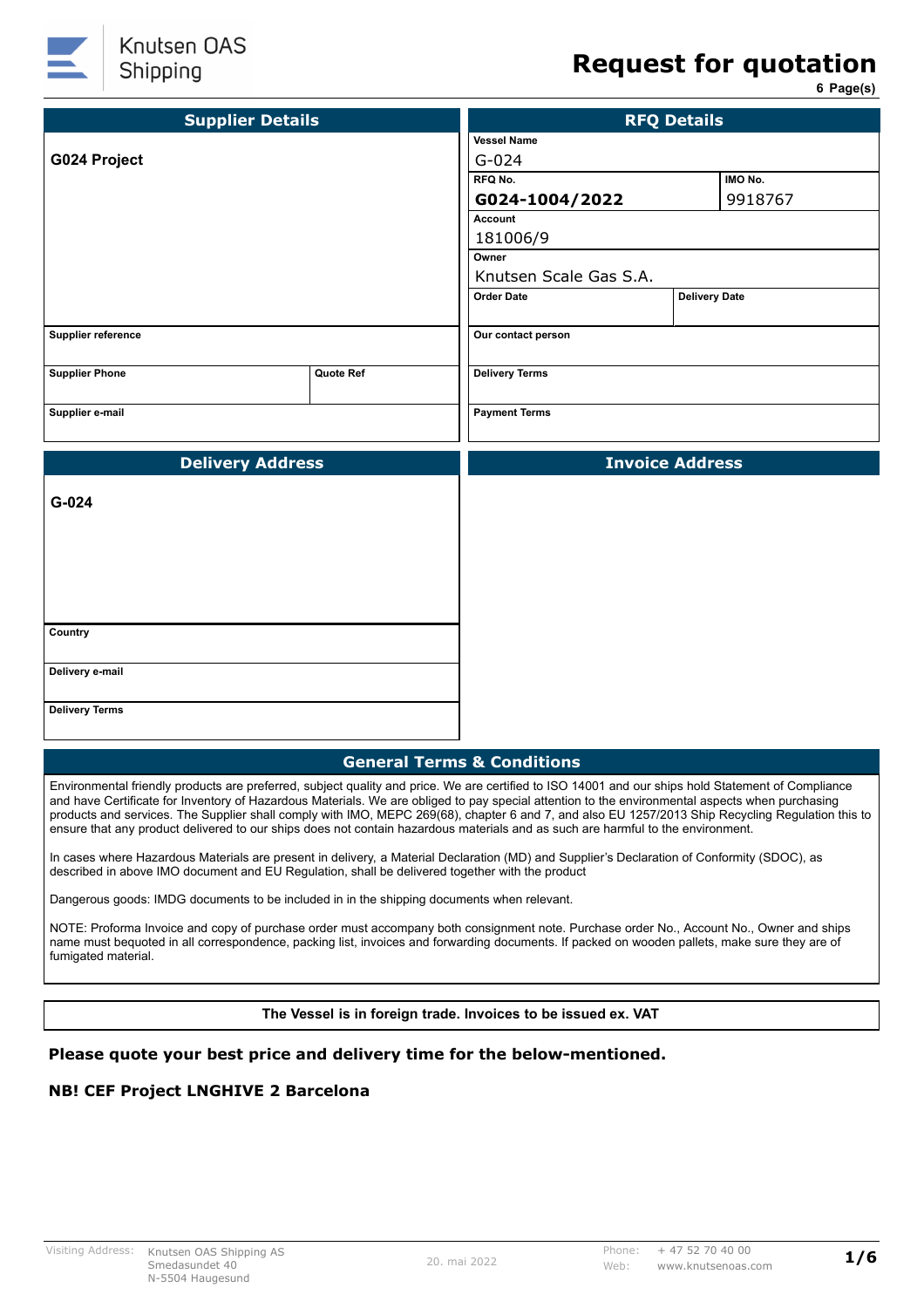Knutsen OAS Shipping

# Request for quotation

6 Page(s)

## Supplier Details

**G024 Project**

| | |
|---|---|
| **Supplier reference** | |
| **Supplier Phone** | **Quote Ref** |
| **Supplier e-mail** | |

## RFQ Details

| | |
|---|---|
| **Vessel Name** | |
| G-024 | |
| **RFQ No.** | **IMO No.** |
| **G024-1004/2022** | 9918767 |
| **Account** | |
| 181006/9 | |
| **Owner** | |
| Knutsen Scale Gas S.A. | |
| **Order Date** | **Delivery Date** |
| **Our contact person** | |
| **Delivery Terms** | |
| **Payment Terms** | |

## Delivery Address

**G-024**

| |
|---|
| **Country** |
| **Delivery e-mail** |
| **Delivery Terms** |

## Invoice Address

## General Terms & Conditions

Environmental friendly products are preferred, subject quality and price. We are certified to ISO 14001 and our ships hold Statement of Compliance and have Certificate for Inventory of Hazardous Materials. We are obliged to pay special attention to the environmental aspects when purchasing products and services. The Supplier shall comply with IMO, MEPC 269(68), chapter 6 and 7, and also EU 1257/2013 Ship Recycling Regulation this to ensure that any product delivered to our ships does not contain hazardous materials and as such are harmful to the environment.

In cases where Hazardous Materials are present in delivery, a Material Declaration (MD) and Supplier's Declaration of Conformity (SDOC), as described in above IMO document and EU Regulation, shall be delivered together with the product

Dangerous goods: IMDG documents to be included in in the shipping documents when relevant.

NOTE: Proforma Invoice and copy of purchase order must accompany both consignment note. Purchase order No., Account No., Owner and ships name must bequoted in all correspondence, packing list, invoices and forwarding documents. If packed on wooden pallets, make sure they are of fumigated material.

**The Vessel is in foreign trade. Invoices to be issued ex. VAT**

**Please quote your best price and delivery time for the below-mentioned.**

**NB! CEF Project LNGHIVE 2 Barcelona**

Visiting Address: Knutsen OAS Shipping AS, Smedasundet 40, N-5504 Haugesund

20. mai 2022

Phone: + 47 52 70 40 00
Web: www.knutsenoas.com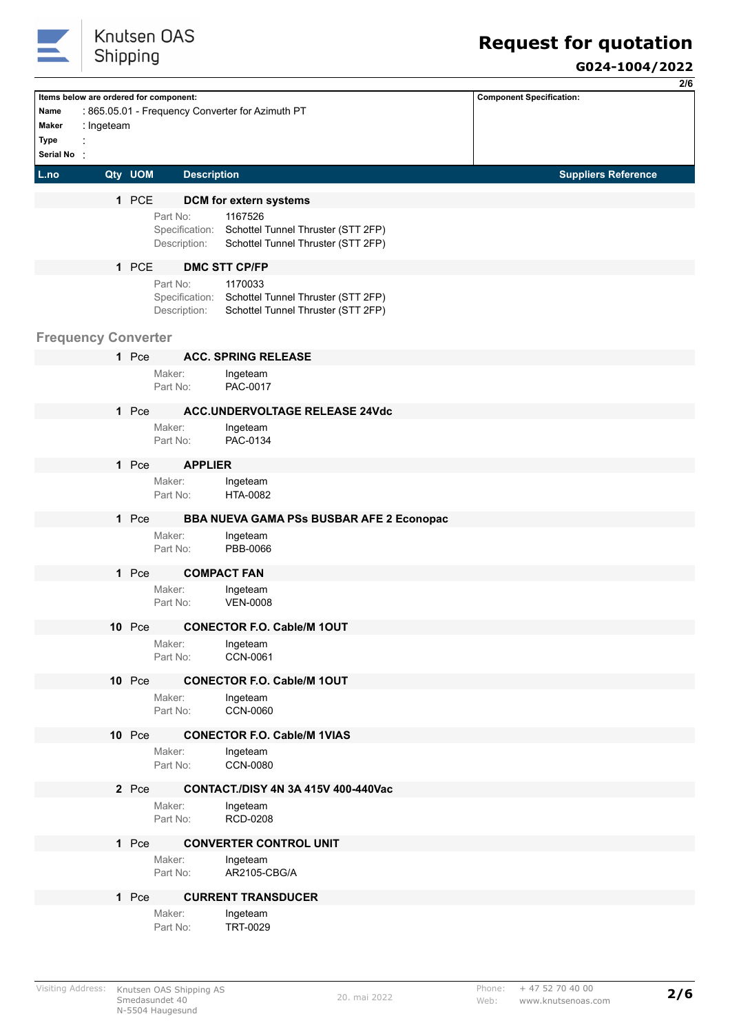# Request for quotation

**G024-1004/2022**

| Items below are ordered for component: | Component Specification: |
|---|---|
| **Name** : 865.05.01 - Frequency Converter for Azimuth PT | |
| **Maker** : Ingeteam | |
| **Type** : | |
| **Serial No** : | |

| L.no | Qty | UOM | Description | Suppliers Reference |
|---|---|---|---|---|
| | 1 | PCE | **DCM for extern systems**<br>Part No: 1167526<br>Specification: Schottel Tunnel Thruster (STT 2FP)<br>Description: Schottel Tunnel Thruster (STT 2FP) | |
| | 1 | PCE | **DMC STT CP/FP**<br>Part No: 1170033<br>Specification: Schottel Tunnel Thruster (STT 2FP)<br>Description: Schottel Tunnel Thruster (STT 2FP) | |

## Frequency Converter

| L.no | Qty | UOM | Description | Suppliers Reference |
|---|---|---|---|---|
| | 1 | Pce | **ACC. SPRING RELEASE**<br>Maker: Ingeteam<br>Part No: PAC-0017 | |
| | 1 | Pce | **ACC.UNDERVOLTAGE RELEASE 24Vdc**<br>Maker: Ingeteam<br>Part No: PAC-0134 | |
| | 1 | Pce | **APPLIER**<br>Maker: Ingeteam<br>Part No: HTA-0082 | |
| | 1 | Pce | **BBA NUEVA GAMA PSs BUSBAR AFE 2 Econopac**<br>Maker: Ingeteam<br>Part No: PBB-0066 | |
| | 1 | Pce | **COMPACT FAN**<br>Maker: Ingeteam<br>Part No: VEN-0008 | |
| | 10 | Pce | **CONECTOR F.O. Cable/M 1OUT**<br>Maker: Ingeteam<br>Part No: CCN-0061 | |
| | 10 | Pce | **CONECTOR F.O. Cable/M 1OUT**<br>Maker: Ingeteam<br>Part No: CCN-0060 | |
| | 10 | Pce | **CONECTOR F.O. Cable/M 1VIAS**<br>Maker: Ingeteam<br>Part No: CCN-0080 | |
| | 2 | Pce | **CONTACT./DISY 4N 3A 415V 400-440Vac**<br>Maker: Ingeteam<br>Part No: RCD-0208 | |
| | 1 | Pce | **CONVERTER CONTROL UNIT**<br>Maker: Ingeteam<br>Part No: AR2105-CBG/A | |
| | 1 | Pce | **CURRENT TRANSDUCER**<br>Maker: Ingeteam<br>Part No: TRT-0029 | |

Visiting Address: Knutsen OAS Shipping AS, Smedasundet 40, N-5504 Haugesund — 20. mai 2022 — Phone: + 47 52 70 40 00 — Web: www.knutsenoas.com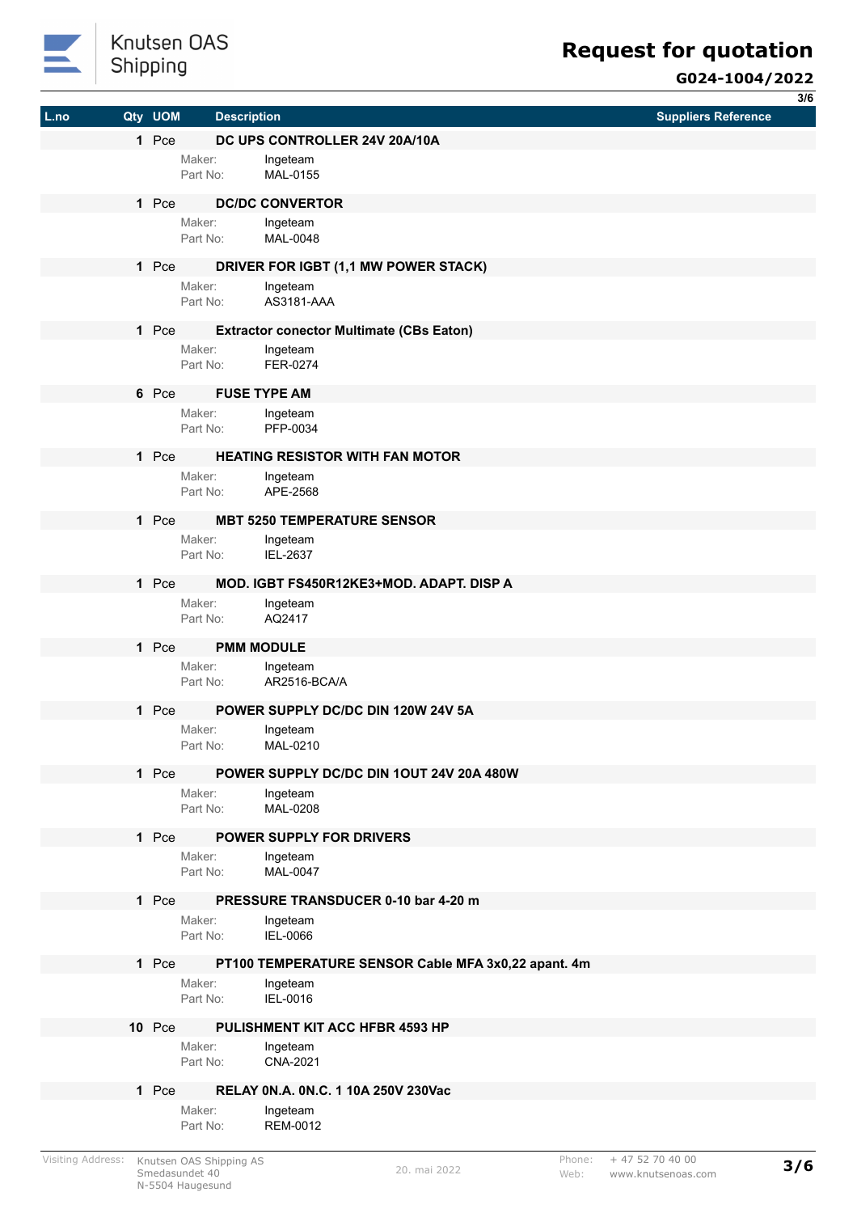| L.no | Qty | UOM | Description | Suppliers Reference |
|---|---|---|---|---|
| | 1 | Pce | **DC UPS CONTROLLER 24V 20A/10A**<br>Maker: Ingeteam<br>Part No: MAL-0155 | |
| | 1 | Pce | **DC/DC CONVERTOR**<br>Maker: Ingeteam<br>Part No: MAL-0048 | |
| | 1 | Pce | **DRIVER FOR IGBT (1,1 MW POWER STACK)**<br>Maker: Ingeteam<br>Part No: AS3181-AAA | |
| | 1 | Pce | **Extractor conector Multimate (CBs Eaton)**<br>Maker: Ingeteam<br>Part No: FER-0274 | |
| | 6 | Pce | **FUSE TYPE AM**<br>Maker: Ingeteam<br>Part No: PFP-0034 | |
| | 1 | Pce | **HEATING RESISTOR WITH FAN MOTOR**<br>Maker: Ingeteam<br>Part No: APE-2568 | |
| | 1 | Pce | **MBT 5250 TEMPERATURE SENSOR**<br>Maker: Ingeteam<br>Part No: IEL-2637 | |
| | 1 | Pce | **MOD. IGBT FS450R12KE3+MOD. ADAPT. DISP A**<br>Maker: Ingeteam<br>Part No: AQ2417 | |
| | 1 | Pce | **PMM MODULE**<br>Maker: Ingeteam<br>Part No: AR2516-BCA/A | |
| | 1 | Pce | **POWER SUPPLY DC/DC DIN 120W 24V 5A**<br>Maker: Ingeteam<br>Part No: MAL-0210 | |
| | 1 | Pce | **POWER SUPPLY DC/DC DIN 1OUT 24V 20A 480W**<br>Maker: Ingeteam<br>Part No: MAL-0208 | |
| | 1 | Pce | **POWER SUPPLY FOR DRIVERS**<br>Maker: Ingeteam<br>Part No: MAL-0047 | |
| | 1 | Pce | **PRESSURE TRANSDUCER 0-10 bar 4-20 m**<br>Maker: Ingeteam<br>Part No: IEL-0066 | |
| | 1 | Pce | **PT100 TEMPERATURE SENSOR Cable MFA 3x0,22 apant. 4m**<br>Maker: Ingeteam<br>Part No: IEL-0016 | |
| | 10 | Pce | **PULISHMENT KIT ACC HFBR 4593 HP**<br>Maker: Ingeteam<br>Part No: CNA-2021 | |
| | 1 | Pce | **RELAY 0N.A. 0N.C. 1 10A 250V 230Vac**<br>Maker: Ingeteam<br>Part No: REM-0012 | |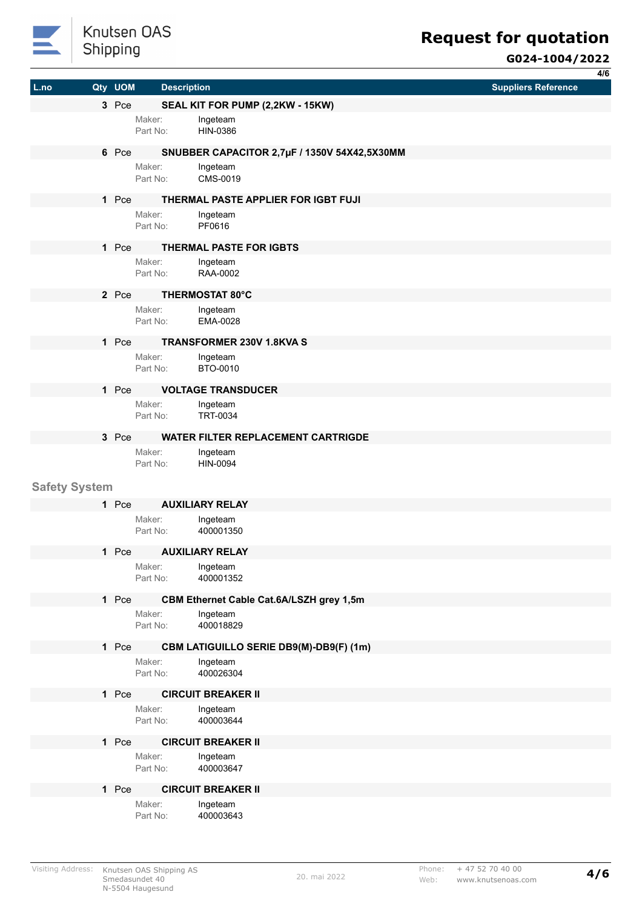| L.no | Qty | UOM | Description | Suppliers Reference |
|---|---|---|---|---|
| | 3 | Pce | **SEAL KIT FOR PUMP (2,2KW - 15KW)** | |
| | | | Maker: Ingeteam | |
| | | | Part No: HIN-0386 | |
| | 6 | Pce | **SNUBBER CAPACITOR 2,7µF / 1350V 54X42,5X30MM** | |
| | | | Maker: Ingeteam | |
| | | | Part No: CMS-0019 | |
| | 1 | Pce | **THERMAL PASTE APPLIER FOR IGBT FUJI** | |
| | | | Maker: Ingeteam | |
| | | | Part No: PF0616 | |
| | 1 | Pce | **THERMAL PASTE FOR IGBTS** | |
| | | | Maker: Ingeteam | |
| | | | Part No: RAA-0002 | |
| | 2 | Pce | **THERMOSTAT 80°C** | |
| | | | Maker: Ingeteam | |
| | | | Part No: EMA-0028 | |
| | 1 | Pce | **TRANSFORMER 230V 1.8KVA S** | |
| | | | Maker: Ingeteam | |
| | | | Part No: BTO-0010 | |
| | 1 | Pce | **VOLTAGE TRANSDUCER** | |
| | | | Maker: Ingeteam | |
| | | | Part No: TRT-0034 | |
| | 3 | Pce | **WATER FILTER REPLACEMENT CARTRIGDE** | |
| | | | Maker: Ingeteam | |
| | | | Part No: HIN-0094 | |

## Safety System

| L.no | Qty | UOM | Description | Suppliers Reference |
|---|---|---|---|---|
| | 1 | Pce | **AUXILIARY RELAY** | |
| | | | Maker: Ingeteam | |
| | | | Part No: 400001350 | |
| | 1 | Pce | **AUXILIARY RELAY** | |
| | | | Maker: Ingeteam | |
| | | | Part No: 400001352 | |
| | 1 | Pce | **CBM Ethernet Cable Cat.6A/LSZH grey 1,5m** | |
| | | | Maker: Ingeteam | |
| | | | Part No: 400018829 | |
| | 1 | Pce | **CBM LATIGUILLO SERIE DB9(M)-DB9(F) (1m)** | |
| | | | Maker: Ingeteam | |
| | | | Part No: 400026304 | |
| | 1 | Pce | **CIRCUIT BREAKER II** | |
| | | | Maker: Ingeteam | |
| | | | Part No: 400003644 | |
| | 1 | Pce | **CIRCUIT BREAKER II** | |
| | | | Maker: Ingeteam | |
| | | | Part No: 400003647 | |
| | 1 | Pce | **CIRCUIT BREAKER II** | |
| | | | Maker: Ingeteam | |
| | | | Part No: 400003643 | |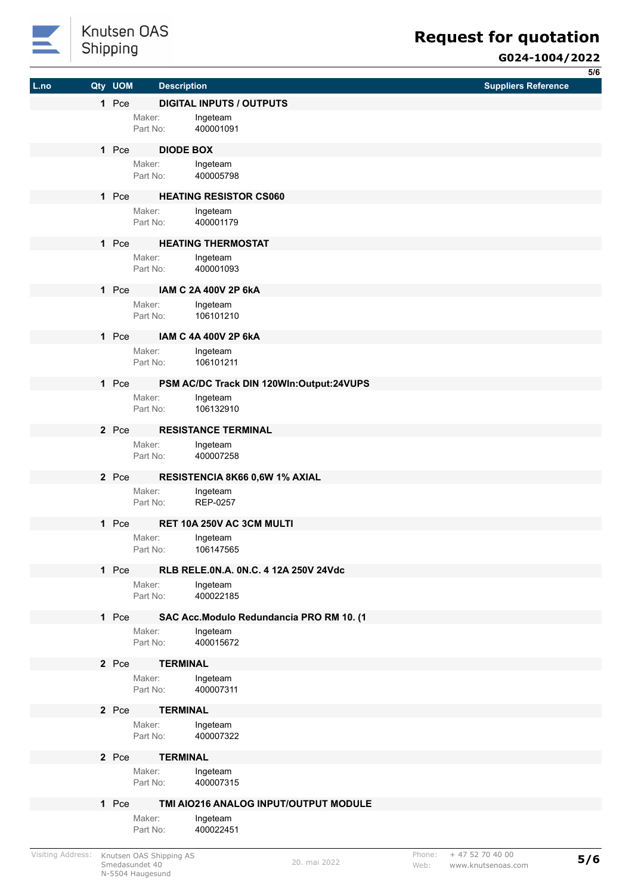# Request for quotation

**G024-1004/2022**

| L.no | Qty | UOM | Description | Suppliers Reference |
|---|---|---|---|---|
| | **1** | Pce | **DIGITAL INPUTS / OUTPUTS**<br>Maker: Ingeteam<br>Part No: 400001091 | |
| | **1** | Pce | **DIODE BOX**<br>Maker: Ingeteam<br>Part No: 400005798 | |
| | **1** | Pce | **HEATING RESISTOR CS060**<br>Maker: Ingeteam<br>Part No: 400001179 | |
| | **1** | Pce | **HEATING THERMOSTAT**<br>Maker: Ingeteam<br>Part No: 400001093 | |
| | **1** | Pce | **IAM C 2A 400V 2P 6kA**<br>Maker: Ingeteam<br>Part No: 106101210 | |
| | **1** | Pce | **IAM C 4A 400V 2P 6kA**<br>Maker: Ingeteam<br>Part No: 106101211 | |
| | **1** | Pce | **PSM AC/DC Track DIN 120WIn:Output:24VUPS**<br>Maker: Ingeteam<br>Part No: 106132910 | |
| | **2** | Pce | **RESISTANCE TERMINAL**<br>Maker: Ingeteam<br>Part No: 400007258 | |
| | **2** | Pce | **RESISTENCIA 8K66 0,6W 1% AXIAL**<br>Maker: Ingeteam<br>Part No: REP-0257 | |
| | **1** | Pce | **RET 10A 250V AC 3CM MULTI**<br>Maker: Ingeteam<br>Part No: 106147565 | |
| | **1** | Pce | **RLB RELE.0N.A. 0N.C. 4 12A 250V 24Vdc**<br>Maker: Ingeteam<br>Part No: 400022185 | |
| | **1** | Pce | **SAC Acc.Modulo Redundancia PRO RM 10. (1**<br>Maker: Ingeteam<br>Part No: 400015672 | |
| | **2** | Pce | **TERMINAL**<br>Maker: Ingeteam<br>Part No: 400007311 | |
| | **2** | Pce | **TERMINAL**<br>Maker: Ingeteam<br>Part No: 400007322 | |
| | **2** | Pce | **TERMINAL**<br>Maker: Ingeteam<br>Part No: 400007315 | |
| | **1** | Pce | **TMI AIO216 ANALOG INPUT/OUTPUT MODULE**<br>Maker: Ingeteam<br>Part No: 400022451 | |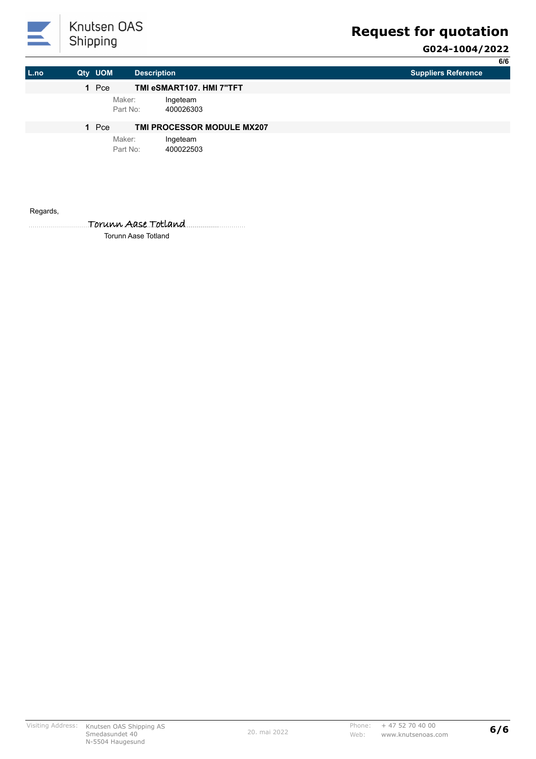| L.no | Qty | UOM | Description | Suppliers Reference |
|---|---|---|---|---|
| | 1 | Pce | **TMI eSMART107. HMI 7"TFT** | |
| | | | Maker: Ingeteam<br>Part No: 400026303 | |
| | 1 | Pce | **TMI PROCESSOR MODULE MX207** | |
| | | | Maker: Ingeteam<br>Part No: 400022503 | |

Regards,

*Torunn Aase Totland*

Torunn Aase Totland

Visiting Address: Knutsen OAS Shipping AS
Smedasundet 40
N-5504 Haugesund

20. mai 2022

Phone: + 47 52 70 40 00
Web: www.knutsenoas.com